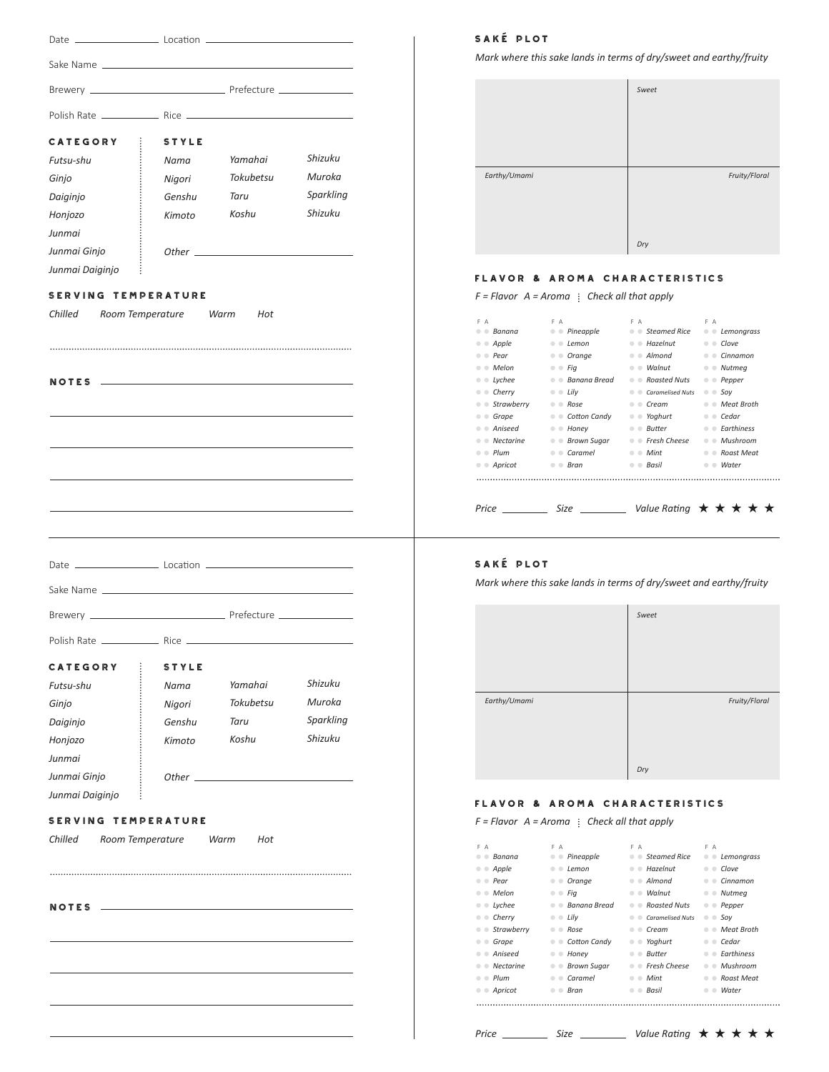Date ________ Location ________________

Sake Name ________________________

Brewery ________________ Prefecture ________

Polish Rate ________ Rice ________________

## CATEGORY

*Futsu-shu*
*Ginjo*
*Daiginjo*
*Honjozo*
*Junmai*
*Junmai Ginjo*
*Junmai Daiginjo*

## STYLE

| | | |
|---|---|---|
| *Nama* | *Yamahai* | *Shizuku* |
| *Nigori* | *Tokubetsu* | *Muroka* |
| *Genshu* | *Taru* | *Sparkling* |
| *Kimoto* | *Koshu* | *Shizuku* |

*Other* ________________

## SERVING TEMPERATURE

*Chilled* *Room Temperature* *Warm* *Hot*

## NOTES ________________

________________________

________________________

________________________

________________________

## SAKÉ PLOT

*Mark where this sake lands in terms of dry/sweet and earthy/fruity*

*Sweet*

*Earthy/Umami* *Fruity/Floral*

*Dry*

## FLAVOR & AROMA CHARACTERISTICS

*F = Flavor A = Aroma ⋮ Check all that apply*

| F A | | F A | | F A | | F A | |
|---|---|---|---|---|---|---|---|
| ● ● | *Banana* | ● ● | *Pineapple* | ● ● | *Steamed Rice* | ● ● | *Lemongrass* |
| ● ● | *Apple* | ● ● | *Lemon* | ● ● | *Hazelnut* | ● ● | *Clove* |
| ● ● | *Pear* | ● ● | *Orange* | ● ● | *Almond* | ● ● | *Cinnamon* |
| ● ● | *Melon* | ● ● | *Fig* | ● ● | *Walnut* | ● ● | *Nutmeg* |
| ● ● | *Lychee* | ● ● | *Banana Bread* | ● ● | *Roasted Nuts* | ● ● | *Pepper* |
| ● ● | *Cherry* | ● ● | *Lily* | ● ● | *Caramelised Nuts* | ● ● | *Soy* |
| ● ● | *Strawberry* | ● ● | *Rose* | ● ● | *Cream* | ● ● | *Meat Broth* |
| ● ● | *Grape* | ● ● | *Cotton Candy* | ● ● | *Yoghurt* | ● ● | *Cedar* |
| ● ● | *Aniseed* | ● ● | *Honey* | ● ● | *Butter* | ● ● | *Earthiness* |
| ● ● | *Nectarine* | ● ● | *Brown Sugar* | ● ● | *Fresh Cheese* | ● ● | *Mushroom* |
| ● ● | *Plum* | ● ● | *Caramel* | ● ● | *Mint* | ● ● | *Roast Meat* |
| ● ● | *Apricot* | ● ● | *Bran* | ● ● | *Basil* | ● ● | *Water* |

*Price* ________ *Size* ________ *Value Rating* ★ ★ ★ ★ ★

---

Date ________ Location ________________

Sake Name ________________________

Brewery ________________ Prefecture ________

Polish Rate ________ Rice ________________

## CATEGORY

*Futsu-shu*
*Ginjo*
*Daiginjo*
*Honjozo*
*Junmai*
*Junmai Ginjo*
*Junmai Daiginjo*

## STYLE

| | | |
|---|---|---|
| *Nama* | *Yamahai* | *Shizuku* |
| *Nigori* | *Tokubetsu* | *Muroka* |
| *Genshu* | *Taru* | *Sparkling* |
| *Kimoto* | *Koshu* | *Shizuku* |

*Other* ________________

## SERVING TEMPERATURE

*Chilled* *Room Temperature* *Warm* *Hot*

## NOTES ________________

________________________

________________________

________________________

________________________

## SAKÉ PLOT

*Mark where this sake lands in terms of dry/sweet and earthy/fruity*

*Sweet*

*Earthy/Umami* *Fruity/Floral*

*Dry*

## FLAVOR & AROMA CHARACTERISTICS

*F = Flavor A = Aroma ⋮ Check all that apply*

| F A | | F A | | F A | | F A | |
|---|---|---|---|---|---|---|---|
| ● ● | *Banana* | ● ● | *Pineapple* | ● ● | *Steamed Rice* | ● ● | *Lemongrass* |
| ● ● | *Apple* | ● ● | *Lemon* | ● ● | *Hazelnut* | ● ● | *Clove* |
| ● ● | *Pear* | ● ● | *Orange* | ● ● | *Almond* | ● ● | *Cinnamon* |
| ● ● | *Melon* | ● ● | *Fig* | ● ● | *Walnut* | ● ● | *Nutmeg* |
| ● ● | *Lychee* | ● ● | *Banana Bread* | ● ● | *Roasted Nuts* | ● ● | *Pepper* |
| ● ● | *Cherry* | ● ● | *Lily* | ● ● | *Caramelised Nuts* | ● ● | *Soy* |
| ● ● | *Strawberry* | ● ● | *Rose* | ● ● | *Cream* | ● ● | *Meat Broth* |
| ● ● | *Grape* | ● ● | *Cotton Candy* | ● ● | *Yoghurt* | ● ● | *Cedar* |
| ● ● | *Aniseed* | ● ● | *Honey* | ● ● | *Butter* | ● ● | *Earthiness* |
| ● ● | *Nectarine* | ● ● | *Brown Sugar* | ● ● | *Fresh Cheese* | ● ● | *Mushroom* |
| ● ● | *Plum* | ● ● | *Caramel* | ● ● | *Mint* | ● ● | *Roast Meat* |
| ● ● | *Apricot* | ● ● | *Bran* | ● ● | *Basil* | ● ● | *Water* |

*Price* ________ *Size* ________ *Value Rating* ★ ★ ★ ★ ★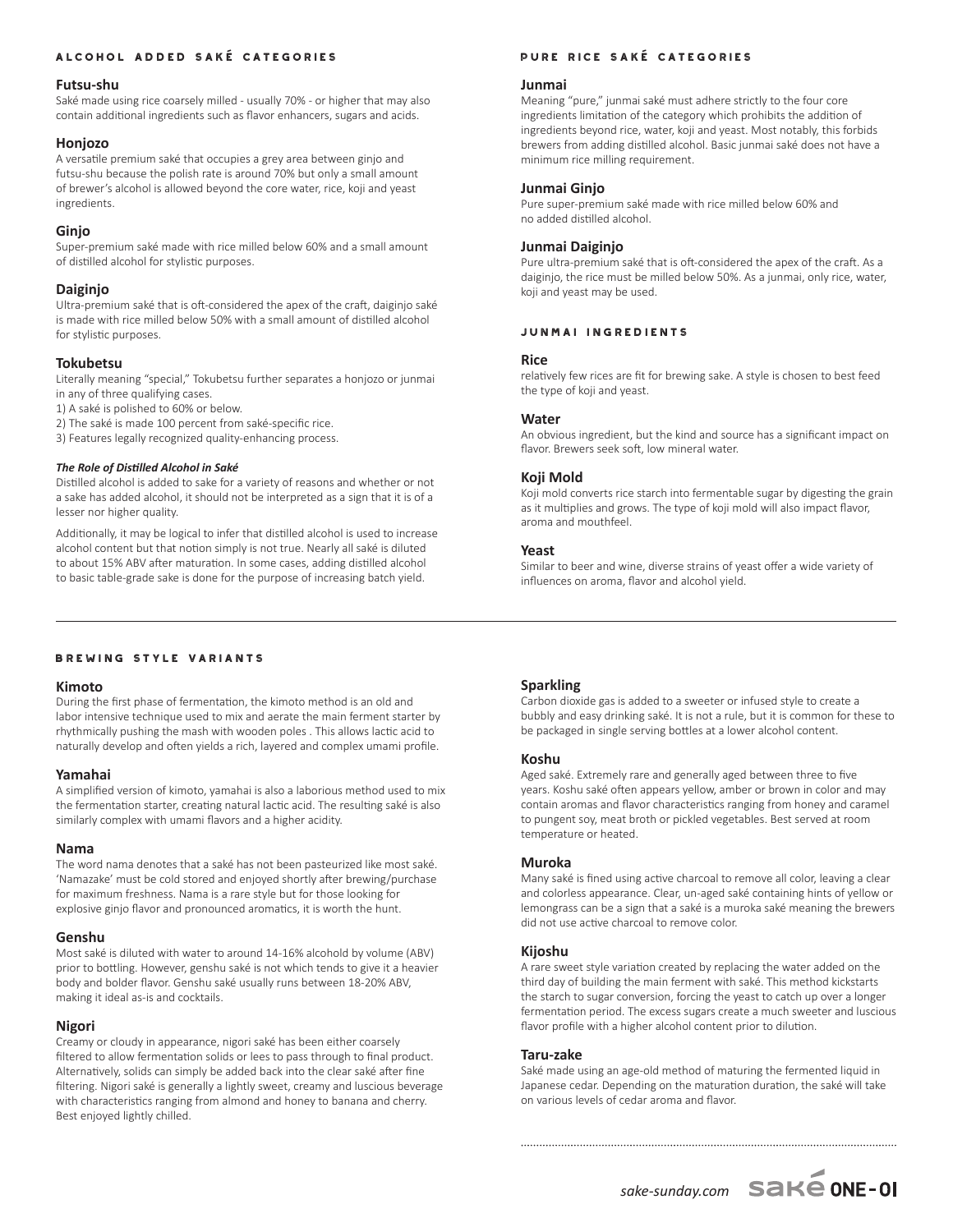## ALCOHOL ADDED SAKÉ CATEGORIES

### Futsu-shu

Saké made using rice coarsely milled - usually 70% - or higher that may also contain additional ingredients such as flavor enhancers, sugars and acids.

### Honjozo

A versatile premium saké that occupies a grey area between ginjo and futsu-shu because the polish rate is around 70% but only a small amount of brewer's alcohol is allowed beyond the core water, rice, koji and yeast ingredients.

### Ginjo

Super-premium saké made with rice milled below 60% and a small amount of distilled alcohol for stylistic purposes.

### Daiginjo

Ultra-premium saké that is oft-considered the apex of the craft, daiginjo saké is made with rice milled below 50% with a small amount of distilled alcohol for stylistic purposes.

### Tokubetsu

Literally meaning "special," Tokubetsu further separates a honjozo or junmai in any of three qualifying cases.

1) A saké is polished to 60% or below.
2) The saké is made 100 percent from saké-specific rice.
3) Features legally recognized quality-enhancing process.

***The Role of Distilled Alcohol in Saké***

Distilled alcohol is added to sake for a variety of reasons and whether or not a sake has added alcohol, it should not be interpreted as a sign that it is of a lesser nor higher quality.

Additionally, it may be logical to infer that distilled alcohol is used to increase alcohol content but that notion simply is not true. Nearly all saké is diluted to about 15% ABV after maturation. In some cases, adding distilled alcohol to basic table-grade sake is done for the purpose of increasing batch yield.

## PURE RICE SAKÉ CATEGORIES

### Junmai

Meaning "pure," junmai saké must adhere strictly to the four core ingredients limitation of the category which prohibits the addition of ingredients beyond rice, water, koji and yeast. Most notably, this forbids brewers from adding distilled alcohol. Basic junmai saké does not have a minimum rice milling requirement.

### Junmai Ginjo

Pure super-premium saké made with rice milled below 60% and no added distilled alcohol.

### Junmai Daiginjo

Pure ultra-premium saké that is oft-considered the apex of the craft. As a daiginjo, the rice must be milled below 50%. As a junmai, only rice, water, koji and yeast may be used.

## JUNMAI INGREDIENTS

### Rice

relatively few rices are fit for brewing saké. A style is chosen to best feed the type of koji and yeast.

### Water

An obvious ingredient, but the kind and source has a significant impact on flavor. Brewers seek soft, low mineral water.

### Koji Mold

Koji mold converts rice starch into fermentable sugar by digesting the grain as it multiplies and grows. The type of koji mold will also impact flavor, aroma and mouthfeel.

### Yeast

Similar to beer and wine, diverse strains of yeast offer a wide variety of influences on aroma, flavor and alcohol yield.

## BREWING STYLE VARIANTS

### Kimoto

During the first phase of fermentation, the kimoto method is an old and labor intensive technique used to mix and aerate the main ferment starter by rhythmically pushing the mash with wooden poles . This allows lactic acid to naturally develop and often yields a rich, layered and complex umami profile.

### Yamahai

A simplified version of kimoto, yamahai is also a laborious method used to mix the fermentation starter, creating natural lactic acid. The resulting saké is also similarly complex with umami flavors and a higher acidity.

### Nama

The word nama denotes that a saké has not been pasteurized like most saké. 'Namazake' must be cold stored and enjoyed shortly after brewing/purchase for maximum freshness. Nama is a rare style but for those looking for explosive ginjo flavor and pronounced aromatics, it is worth the hunt.

### Genshu

Most saké is diluted with water to around 14-16% alcohol by volume (ABV) prior to bottling. However, genshu saké is not which tends to give it a heavier body and bolder flavor. Genshu saké usually runs between 18-20% ABV, making it ideal as-is and cocktails.

### Nigori

Creamy or cloudy in appearance, nigori saké has been either coarsely filtered to allow fermentation solids or lees to pass through to final product. Alternatively, solids can simply be added back into the clear saké after fine filtering. Nigori saké is generally a lightly sweet, creamy and luscious beverage with characteristics ranging from almond and honey to banana and cherry. Best enjoyed lightly chilled.

### Sparkling

Carbon dioxide gas is added to a sweeter or infused style to create a bubbly and easy drinking saké. It is not a rule, but it is common for these to be packaged in single serving bottles at a lower alcohol content.

### Koshu

Aged saké. Extremely rare and generally aged between three to five years. Koshu saké often appears yellow, amber or brown in color and may contain aromas and flavor characteristics ranging from honey and caramel to pungent soy, meat broth or pickled vegetables. Best served at room temperature or heated.

### Muroka

Many saké is fined using active charcoal to remove all color, leaving a clear and colorless appearance. Clear, un-aged saké containing hints of yellow or lemongrass can be a sign that a saké is a muroka saké meaning the brewers did not use active charcoal to remove color.

### Kijoshu

A rare sweet style variation created by replacing the water added on the third day of building the main ferment with saké. This method kickstarts the starch to sugar conversion, forcing the yeast to catch up over a longer fermentation period. The excess sugars create a much sweeter and luscious flavor profile with a higher alcohol content prior to dilution.

### Taru-zake

Saké made using an age-old method of maturing the fermented liquid in Japanese cedar. Depending on the maturation duration, the saké will take on various levels of cedar aroma and flavor.

*sake-sunday.com* SAKÉ ONE-01